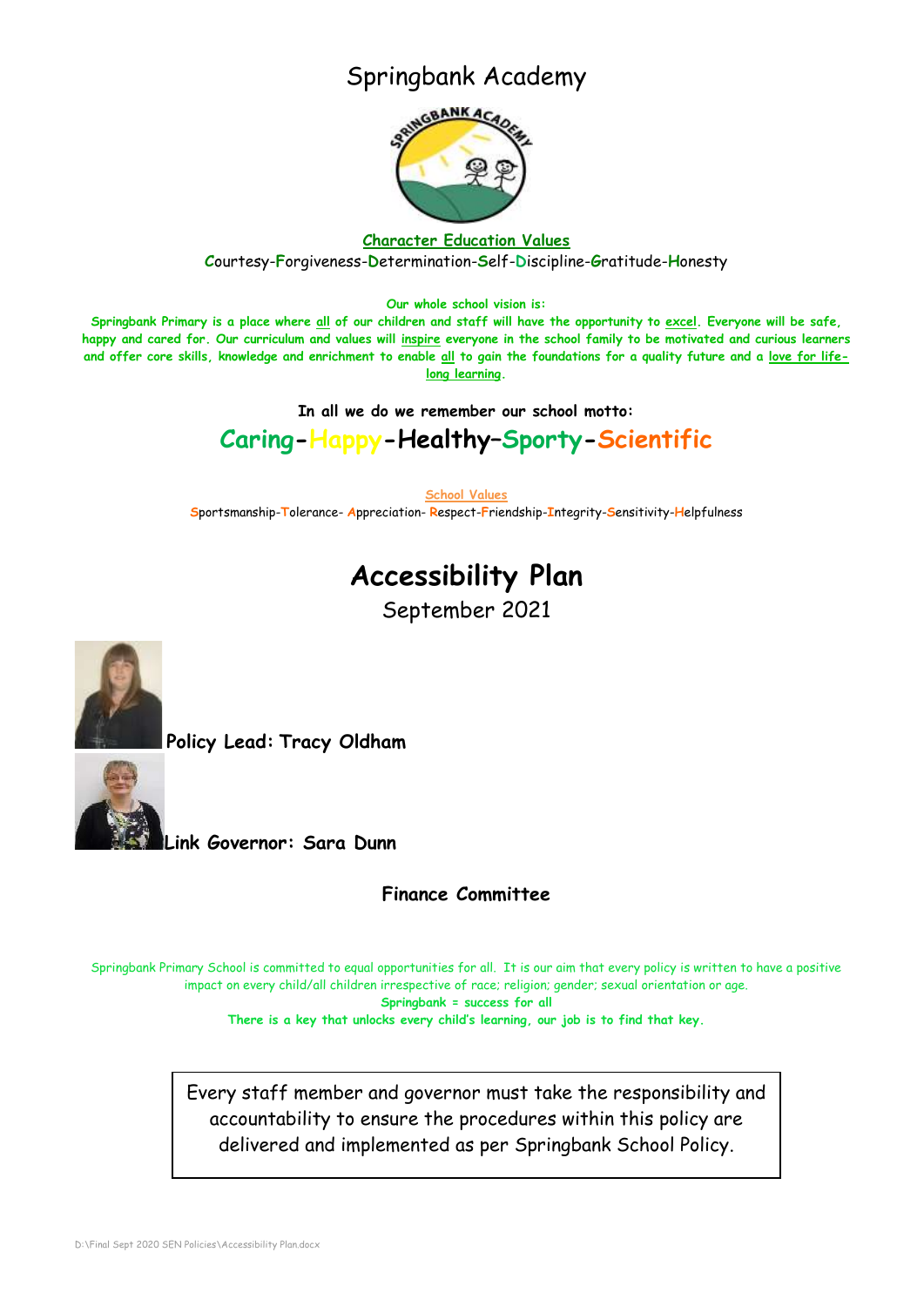# Springbank Academy

**Character Education Values**

Courtesy-Forgiveness-Determination-Self-Discipline-Gratitude-Honesty

**Our whole school vision is:**

**Springbank Primary is a place where all of our children and staff will have the opportunity to excel. Everyone will be safe, happy and cared for. Our curriculum and values will inspire everyone in the school family to be motivated and curious learners and offer core skills, knowledge and enrichment to enable all to gain the foundations for a quality future and a love for life-long learning.**

**In all we do we remember our school motto:**

## Caring-Happy-Healthy–Sporty-Scientific

**School Values**

Sportsmanship-Tolerance- Appreciation- Respect-Friendship-Integrity-Sensitivity-Helpfulness

# Accessibility Plan

September 2021

**Policy Lead: Tracy Oldham**

**Link Governor: Sara Dunn**

**Finance Committee**

Springbank Primary School is committed to equal opportunities for all. It is our aim that every policy is written to have a positive impact on every child/all children irrespective of race; religion; gender; sexual orientation or age.

**Springbank = success for all**

**There is a key that unlocks every child's learning, our job is to find that key.**

Every staff member and governor must take the responsibility and accountability to ensure the procedures within this policy are delivered and implemented as per Springbank School Policy.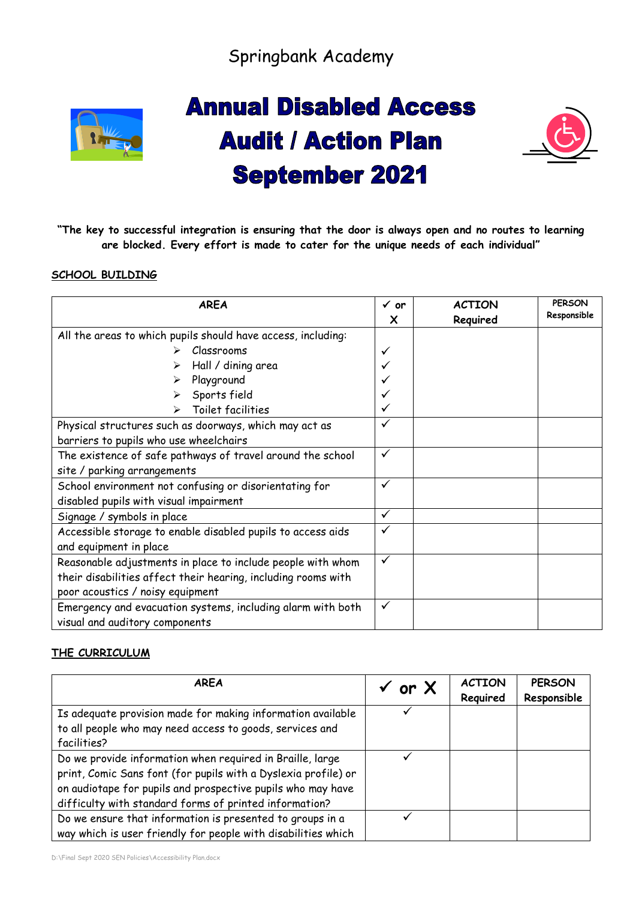Springbank Academy

# Annual Disabled Access Audit / Action Plan September 2021

**"The key to successful integration is ensuring that the door is always open and no routes to learning are blocked. Every effort is made to cater for the unique needs of each individual"**

## SCHOOL BUILDING

| AREA | ✓ or X | ACTION Required | PERSON Responsible |
|---|---|---|---|
| All the areas to which pupils should have access, including: | | | |
| ➢ Classrooms | ✓ | | |
| ➢ Hall / dining area | ✓ | | |
| ➢ Playground | ✓ | | |
| ➢ Sports field | ✓ | | |
| ➢ Toilet facilities | ✓ | | |
| Physical structures such as doorways, which may act as barriers to pupils who use wheelchairs | ✓ | | |
| The existence of safe pathways of travel around the school site / parking arrangements | ✓ | | |
| School environment not confusing or disorientating for disabled pupils with visual impairment | ✓ | | |
| Signage / symbols in place | ✓ | | |
| Accessible storage to enable disabled pupils to access aids and equipment in place | ✓ | | |
| Reasonable adjustments in place to include people with whom their disabilities affect their hearing, including rooms with poor acoustics / noisy equipment | ✓ | | |
| Emergency and evacuation systems, including alarm with both visual and auditory components | ✓ | | |

## THE CURRICULUM

| AREA | ✓ or X | ACTION Required | PERSON Responsible |
|---|---|---|---|
| Is adequate provision made for making information available to all people who may need access to goods, services and facilities? | ✓ | | |
| Do we provide information when required in Braille, large print, Comic Sans font (for pupils with a Dyslexia profile) or on audiotape for pupils and prospective pupils who may have difficulty with standard forms of printed information? | ✓ | | |
| Do we ensure that information is presented to groups in a way which is user friendly for people with disabilities which | ✓ | | |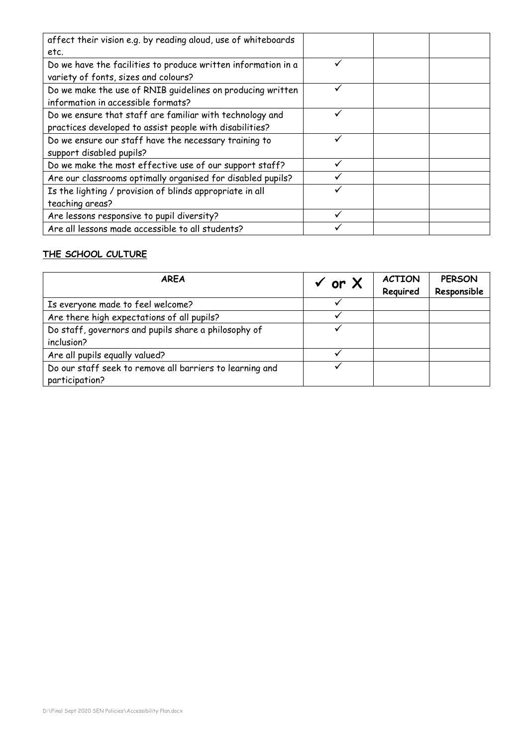| | | | |
|---|---|---|---|
| affect their vision e.g. by reading aloud, use of whiteboards etc. | | | |
| Do we have the facilities to produce written information in a variety of fonts, sizes and colours? | ✓ | | |
| Do we make the use of RNIB guidelines on producing written information in accessible formats? | ✓ | | |
| Do we ensure that staff are familiar with technology and practices developed to assist people with disabilities? | ✓ | | |
| Do we ensure our staff have the necessary training to support disabled pupils? | ✓ | | |
| Do we make the most effective use of our support staff? | ✓ | | |
| Are our classrooms optimally organised for disabled pupils? | ✓ | | |
| Is the lighting / provision of blinds appropriate in all teaching areas? | ✓ | | |
| Are lessons responsive to pupil diversity? | ✓ | | |
| Are all lessons made accessible to all students? | ✓ | | |

**THE SCHOOL CULTURE**

| AREA | ✓ or X | ACTION Required | PERSON Responsible |
|---|---|---|---|
| Is everyone made to feel welcome? | ✓ | | |
| Are there high expectations of all pupils? | ✓ | | |
| Do staff, governors and pupils share a philosophy of inclusion? | ✓ | | |
| Are all pupils equally valued? | ✓ | | |
| Do our staff seek to remove all barriers to learning and participation? | ✓ | | |

D:\Final Sept 2020 SEN Policies\Accessibility Plan.docx